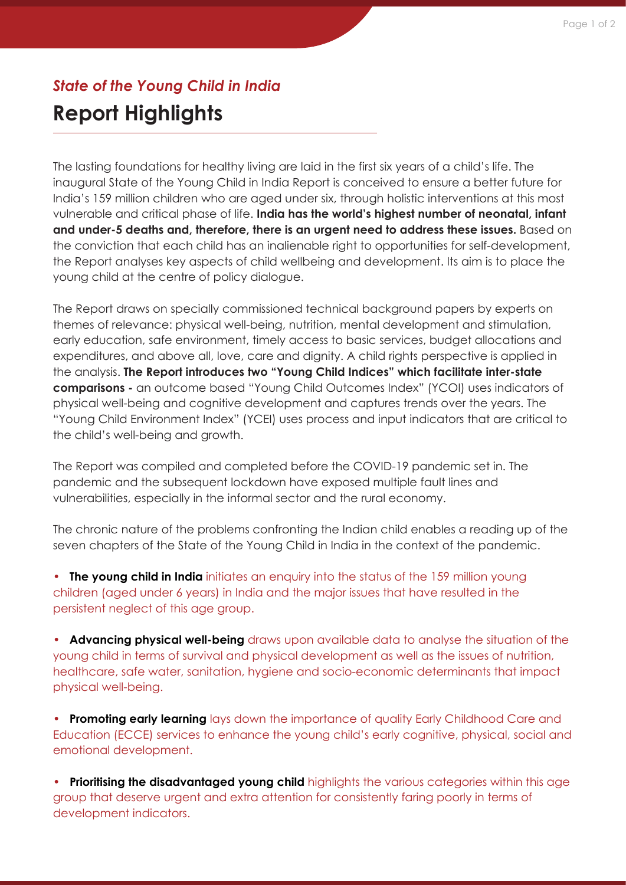*State of the Young Child in India*

# Report Highlights

The lasting foundations for healthy living are laid in the first six years of a child's life. The inaugural State of the Young Child in India Report is conceived to ensure a better future for India's 159 million children who are aged under six, through holistic interventions at this most vulnerable and critical phase of life. **India has the world's highest number of neonatal, infant and under-5 deaths and, therefore, there is an urgent need to address these issues.** Based on the conviction that each child has an inalienable right to opportunities for self-development, the Report analyses key aspects of child wellbeing and development. Its aim is to place the young child at the centre of policy dialogue.

The Report draws on specially commissioned technical background papers by experts on themes of relevance: physical well-being, nutrition, mental development and stimulation, early education, safe environment, timely access to basic services, budget allocations and expenditures, and above all, love, care and dignity. A child rights perspective is applied in the analysis. **The Report introduces two "Young Child Indices" which facilitate inter-state comparisons -** an outcome based "Young Child Outcomes Index" (YCOI) uses indicators of physical well-being and cognitive development and captures trends over the years. The "Young Child Environment Index" (YCEI) uses process and input indicators that are critical to the child's well-being and growth.

The Report was compiled and completed before the COVID-19 pandemic set in. The pandemic and the subsequent lockdown have exposed multiple fault lines and vulnerabilities, especially in the informal sector and the rural economy.

The chronic nature of the problems confronting the Indian child enables a reading up of the seven chapters of the State of the Young Child in India in the context of the pandemic.

- **The young child in India** initiates an enquiry into the status of the 159 million young children (aged under 6 years) in India and the major issues that have resulted in the persistent neglect of this age group.

- **Advancing physical well-being** draws upon available data to analyse the situation of the young child in terms of survival and physical development as well as the issues of nutrition, healthcare, safe water, sanitation, hygiene and socio-economic determinants that impact physical well-being.

- **Promoting early learning** lays down the importance of quality Early Childhood Care and Education (ECCE) services to enhance the young child's early cognitive, physical, social and emotional development.

- **Prioritising the disadvantaged young child** highlights the various categories within this age group that deserve urgent and extra attention for consistently faring poorly in terms of development indicators.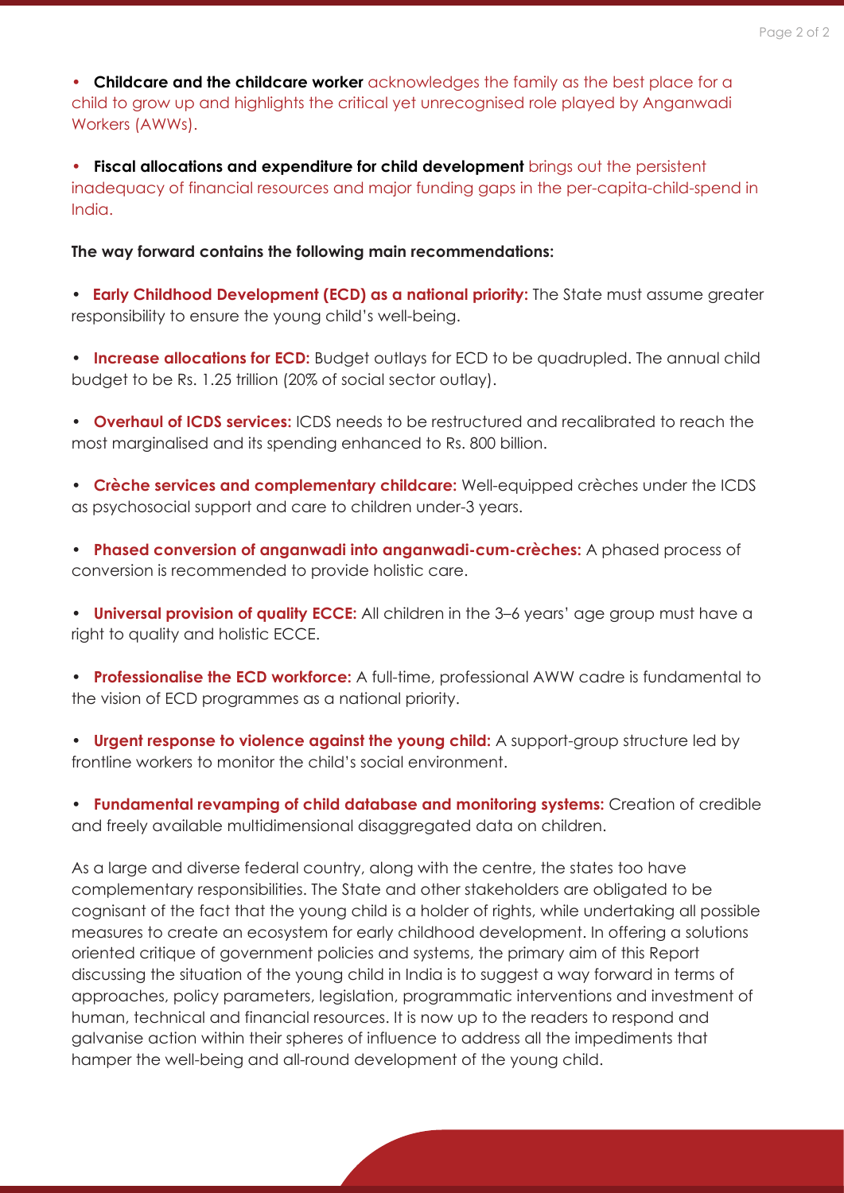- **Childcare and the childcare worker** acknowledges the family as the best place for a child to grow up and highlights the critical yet unrecognised role played by Anganwadi Workers (AWWs).

- **Fiscal allocations and expenditure for child development** brings out the persistent inadequacy of financial resources and major funding gaps in the per-capita-child-spend in India.

**The way forward contains the following main recommendations:**

- **Early Childhood Development (ECD) as a national priority:** The State must assume greater responsibility to ensure the young child's well-being.

- **Increase allocations for ECD:** Budget outlays for ECD to be quadrupled. The annual child budget to be Rs. 1.25 trillion (20% of social sector outlay).

- **Overhaul of ICDS services:** ICDS needs to be restructured and recalibrated to reach the most marginalised and its spending enhanced to Rs. 800 billion.

- **Crèche services and complementary childcare:** Well-equipped crèches under the ICDS as psychosocial support and care to children under-3 years.

- **Phased conversion of anganwadi into anganwadi-cum-crèches:** A phased process of conversion is recommended to provide holistic care.

- **Universal provision of quality ECCE:** All children in the 3–6 years' age group must have a right to quality and holistic ECCE.

- **Professionalise the ECD workforce:** A full-time, professional AWW cadre is fundamental to the vision of ECD programmes as a national priority.

- **Urgent response to violence against the young child:** A support-group structure led by frontline workers to monitor the child's social environment.

- **Fundamental revamping of child database and monitoring systems:** Creation of credible and freely available multidimensional disaggregated data on children.

As a large and diverse federal country, along with the centre, the states too have complementary responsibilities. The State and other stakeholders are obligated to be cognisant of the fact that the young child is a holder of rights, while undertaking all possible measures to create an ecosystem for early childhood development. In offering a solutions oriented critique of government policies and systems, the primary aim of this Report discussing the situation of the young child in India is to suggest a way forward in terms of approaches, policy parameters, legislation, programmatic interventions and investment of human, technical and financial resources. It is now up to the readers to respond and galvanise action within their spheres of influence to address all the impediments that hamper the well-being and all-round development of the young child.